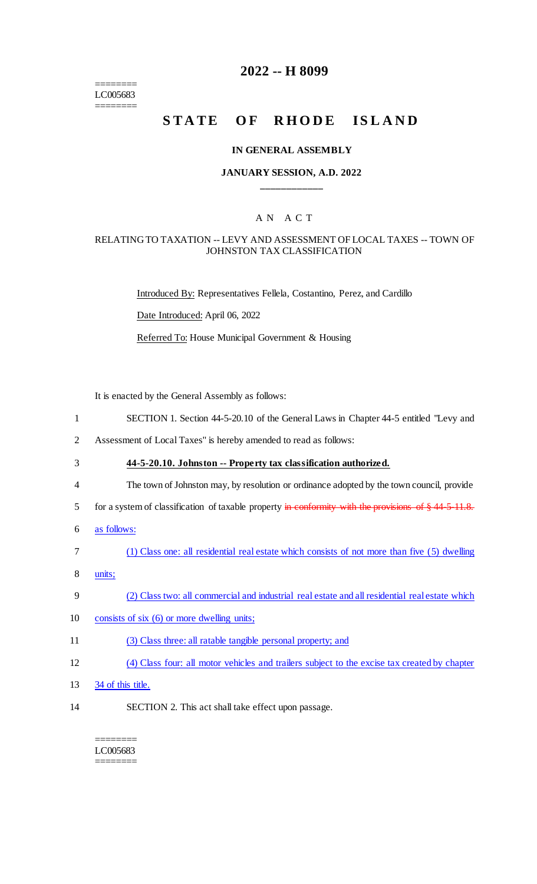========
LC005683
========

# 2022 -- H 8099

## STATE OF RHODE ISLAND

### IN GENERAL ASSEMBLY

### JANUARY SESSION, A.D. 2022

\_\_\_\_\_\_\_\_\_\_\_\_

A N A C T

RELATING TO TAXATION -- LEVY AND ASSESSMENT OF LOCAL TAXES -- TOWN OF JOHNSTON TAX CLASSIFICATION

Introduced By: Representatives Fellela, Costantino, Perez, and Cardillo

Date Introduced: April 06, 2022

Referred To: House Municipal Government & Housing

It is enacted by the General Assembly as follows:

1 SECTION 1. Section 44-5-20.10 of the General Laws in Chapter 44-5 entitled "Levy and
2 Assessment of Local Taxes" is hereby amended to read as follows:

3 **44-5-20.10. Johnston -- Property tax classification authorized.**

4 The town of Johnston may, by resolution or ordinance adopted by the town council, provide
5 for a system of classification of taxable property ~~in conformity with the provisions of § 44-5-11.8.~~
6 <u>as follows:</u>

7 <u>(1) Class one: all residential real estate which consists of not more than five (5) dwelling</u>
8 <u>units;</u>

9 <u>(2) Class two: all commercial and industrial real estate and all residential real estate which</u>
10 <u>consists of six (6) or more dwelling units;</u>

11 <u>(3) Class three: all ratable tangible personal property; and</u>

12 <u>(4) Class four: all motor vehicles and trailers subject to the excise tax created by chapter</u>
13 <u>34 of this title.</u>

14 SECTION 2. This act shall take effect upon passage.

========
LC005683
========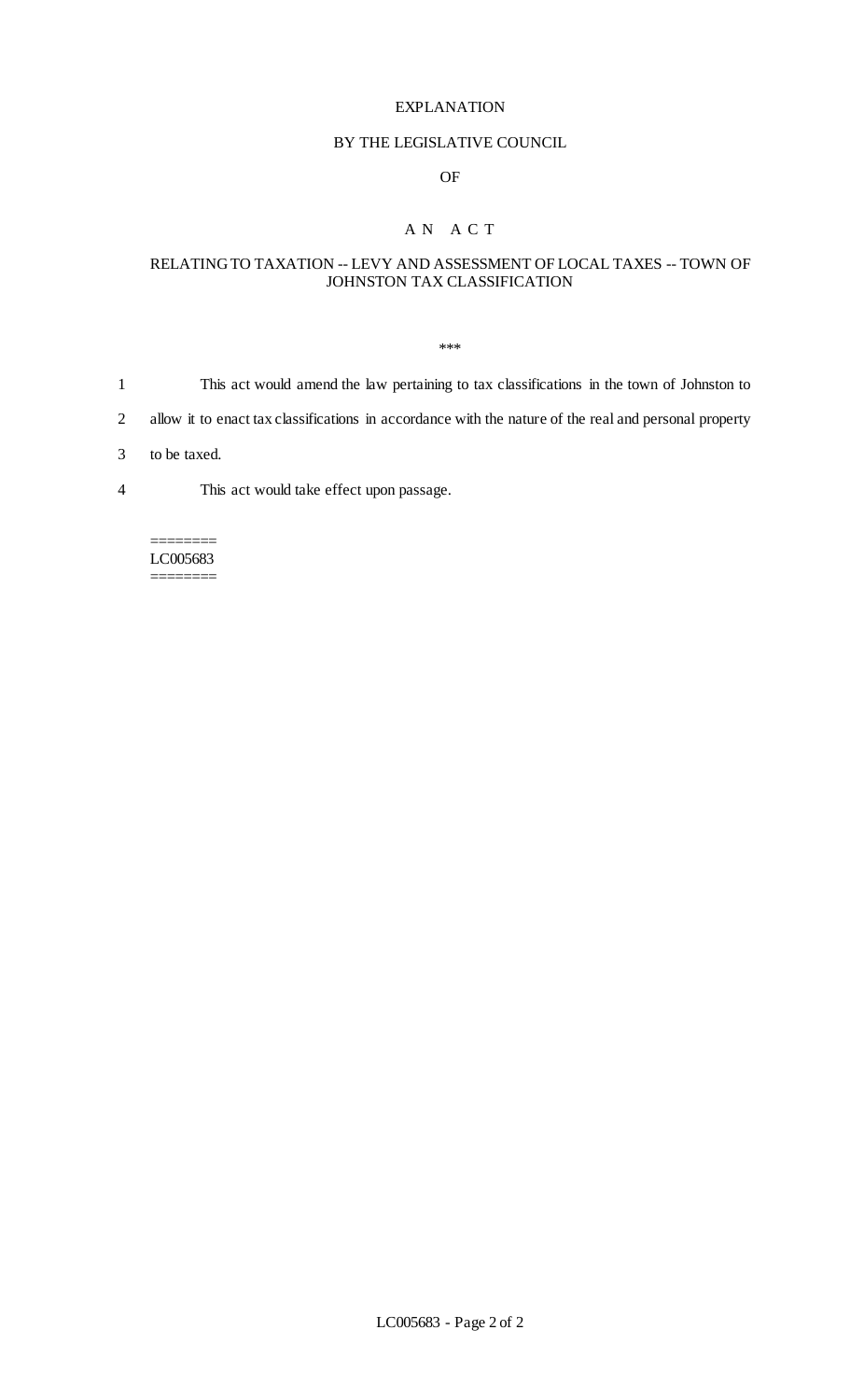EXPLANATION

BY THE LEGISLATIVE COUNCIL

OF

A N A C T

RELATING TO TAXATION -- LEVY AND ASSESSMENT OF LOCAL TAXES -- TOWN OF JOHNSTON TAX CLASSIFICATION

\*\*\*

1 This act would amend the law pertaining to tax classifications in the town of Johnston to
2 allow it to enact tax classifications in accordance with the nature of the real and personal property
3 to be taxed.
4 This act would take effect upon passage.

========
LC005683
========